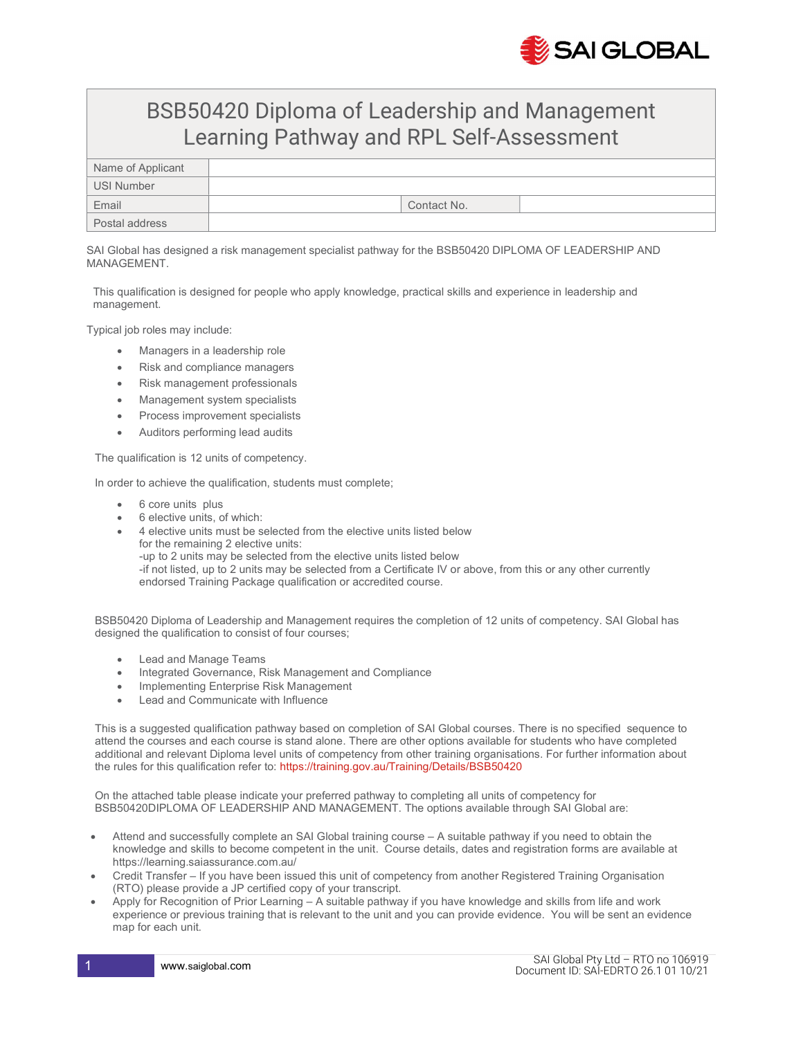# BSB50420 Diploma of Leadership and Management Learning Pathway and RPL Self-Assessment

| Name of Applicant | | | |
|---|---|---|---|
| USI Number | | | |
| Email | | Contact No. | |
| Postal address | | | |

SAI Global has designed a risk management specialist pathway for the BSB50420 DIPLOMA OF LEADERSHIP AND MANAGEMENT.

This qualification is designed for people who apply knowledge, practical skills and experience in leadership and management.

Typical job roles may include:

- Managers in a leadership role
- Risk and compliance managers
- Risk management professionals
- Management system specialists
- Process improvement specialists
- Auditors performing lead audits

The qualification is 12 units of competency.

In order to achieve the qualification, students must complete;

- 6 core units plus
- 6 elective units, of which:
- 4 elective units must be selected from the elective units listed below
  for the remaining 2 elective units:
  -up to 2 units may be selected from the elective units listed below
  -if not listed, up to 2 units may be selected from a Certificate IV or above, from this or any other currently endorsed Training Package qualification or accredited course.

BSB50420 Diploma of Leadership and Management requires the completion of 12 units of competency. SAI Global has designed the qualification to consist of four courses;

- Lead and Manage Teams
- Integrated Governance, Risk Management and Compliance
- Implementing Enterprise Risk Management
- Lead and Communicate with Influence

This is a suggested qualification pathway based on completion of SAI Global courses. There is no specified sequence to attend the courses and each course is stand alone. There are other options available for students who have completed additional and relevant Diploma level units of competency from other training organisations. For further information about the rules for this qualification refer to: https://training.gov.au/Training/Details/BSB50420

On the attached table please indicate your preferred pathway to completing all units of competency for BSB50420DIPLOMA OF LEADERSHIP AND MANAGEMENT. The options available through SAI Global are:

- Attend and successfully complete an SAI Global training course – A suitable pathway if you need to obtain the knowledge and skills to become competent in the unit. Course details, dates and registration forms are available at https://learning.saiassurance.com.au/
- Credit Transfer – If you have been issued this unit of competency from another Registered Training Organisation (RTO) please provide a JP certified copy of your transcript.
- Apply for Recognition of Prior Learning – A suitable pathway if you have knowledge and skills from life and work experience or previous training that is relevant to the unit and you can provide evidence. You will be sent an evidence map for each unit.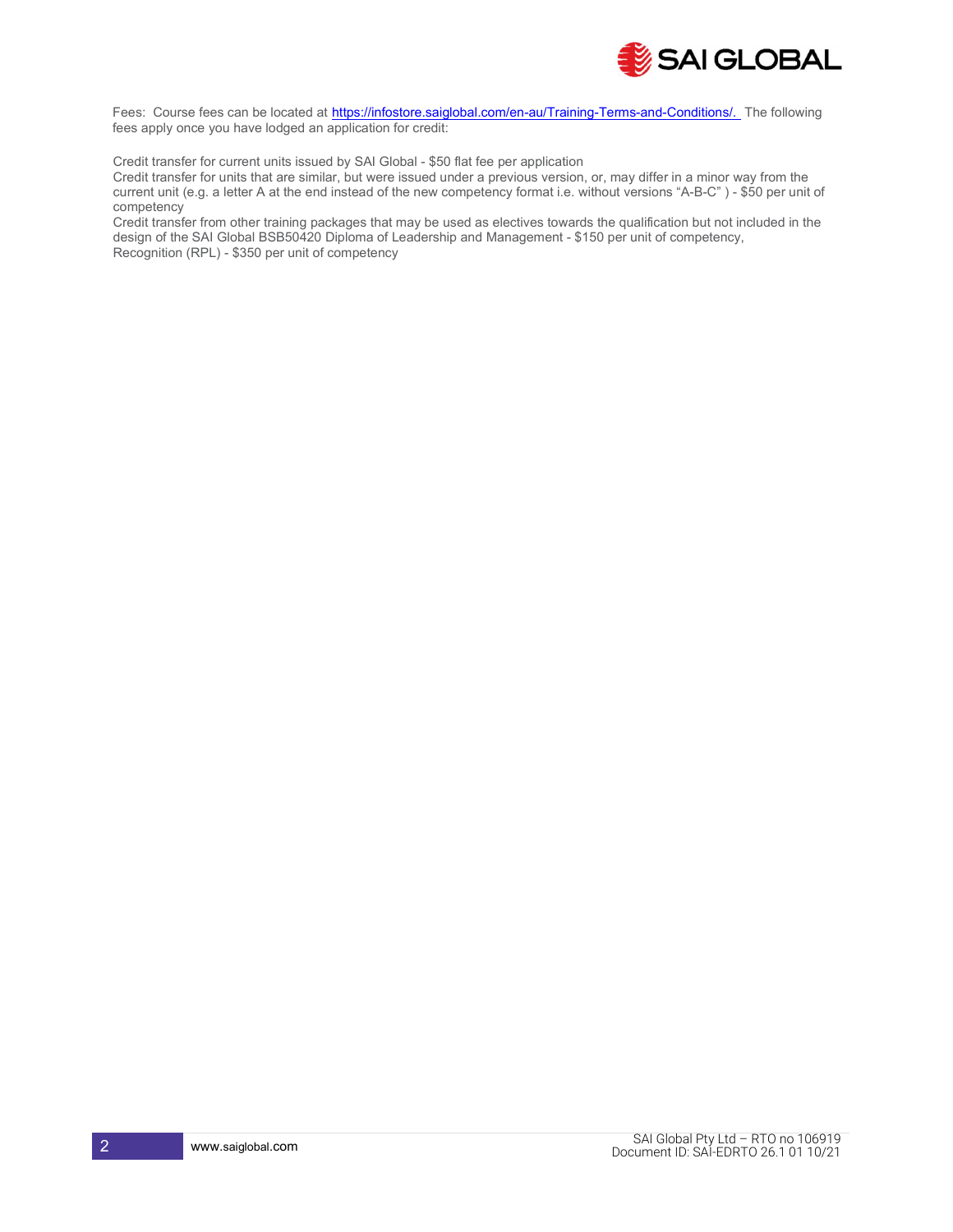Fees: Course fees can be located at [https://infostore.saiglobal.com/en-au/Training-Terms-and-Conditions/.](https://infostore.saiglobal.com/en-au/Training-Terms-and-Conditions/) The following fees apply once you have lodged an application for credit:

Credit transfer for current units issued by SAI Global - $50 flat fee per application
Credit transfer for units that are similar, but were issued under a previous version, or, may differ in a minor way from the current unit (e.g. a letter A at the end instead of the new competency format i.e. without versions "A-B-C" ) - $50 per unit of competency
Credit transfer from other training packages that may be used as electives towards the qualification but not included in the design of the SAI Global BSB50420 Diploma of Leadership and Management - $150 per unit of competency,
Recognition (RPL) - $350 per unit of competency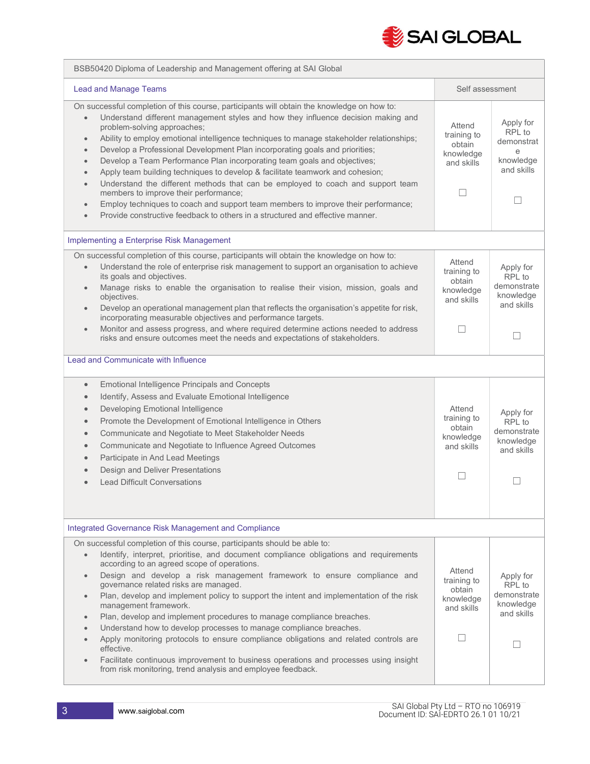| BSB50420 Diploma of Leadership and Management offering at SAI Global | | |
|---|---|---|
| **Lead and Manage Teams** | Self assessment | |
| On successful completion of this course, participants will obtain the knowledge on how to:<br>• Understand different management styles and how they influence decision making and problem-solving approaches;<br>• Ability to employ emotional intelligence techniques to manage stakeholder relationships;<br>• Develop a Professional Development Plan incorporating goals and priorities;<br>• Develop a Team Performance Plan incorporating team goals and objectives;<br>• Apply team building techniques to develop & facilitate teamwork and cohesion;<br>• Understand the different methods that can be employed to coach and support team members to improve their performance;<br>• Employ techniques to coach and support team members to improve their performance;<br>• Provide constructive feedback to others in a structured and effective manner. | Attend training to obtain knowledge and skills ☐ | Apply for RPL to demonstrate knowledge and skills ☐ |
| **Implementing a Enterprise Risk Management** | | |
| On successful completion of this course, participants will obtain the knowledge on how to:<br>• Understand the role of enterprise risk management to support an organisation to achieve its goals and objectives.<br>• Manage risks to enable the organisation to realise their vision, mission, goals and objectives.<br>• Develop an operational management plan that reflects the organisation's appetite for risk, incorporating measurable objectives and performance targets.<br>• Monitor and assess progress, and where required determine actions needed to address risks and ensure outcomes meet the needs and expectations of stakeholders. | Attend training to obtain knowledge and skills ☐ | Apply for RPL to demonstrate knowledge and skills ☐ |
| **Lead and Communicate with Influence** | | |
| • Emotional Intelligence Principals and Concepts<br>• Identify, Assess and Evaluate Emotional Intelligence<br>• Developing Emotional Intelligence<br>• Promote the Development of Emotional Intelligence in Others<br>• Communicate and Negotiate to Meet Stakeholder Needs<br>• Communicate and Negotiate to Influence Agreed Outcomes<br>• Participate in And Lead Meetings<br>• Design and Deliver Presentations<br>• Lead Difficult Conversations | Attend training to obtain knowledge and skills ☐ | Apply for RPL to demonstrate knowledge and skills ☐ |
| **Integrated Governance Risk Management and Compliance** | | |
| On successful completion of this course, participants should be able to:<br>• Identify, interpret, prioritise, and document compliance obligations and requirements according to an agreed scope of operations.<br>• Design and develop a risk management framework to ensure compliance and governance related risks are managed.<br>• Plan, develop and implement policy to support the intent and implementation of the risk management framework.<br>• Plan, develop and implement procedures to manage compliance breaches.<br>• Understand how to develop processes to manage compliance breaches.<br>• Apply monitoring protocols to ensure compliance obligations and related controls are effective.<br>• Facilitate continuous improvement to business operations and processes using insight from risk monitoring, trend analysis and employee feedback. | Attend training to obtain knowledge and skills ☐ | Apply for RPL to demonstrate knowledge and skills ☐ |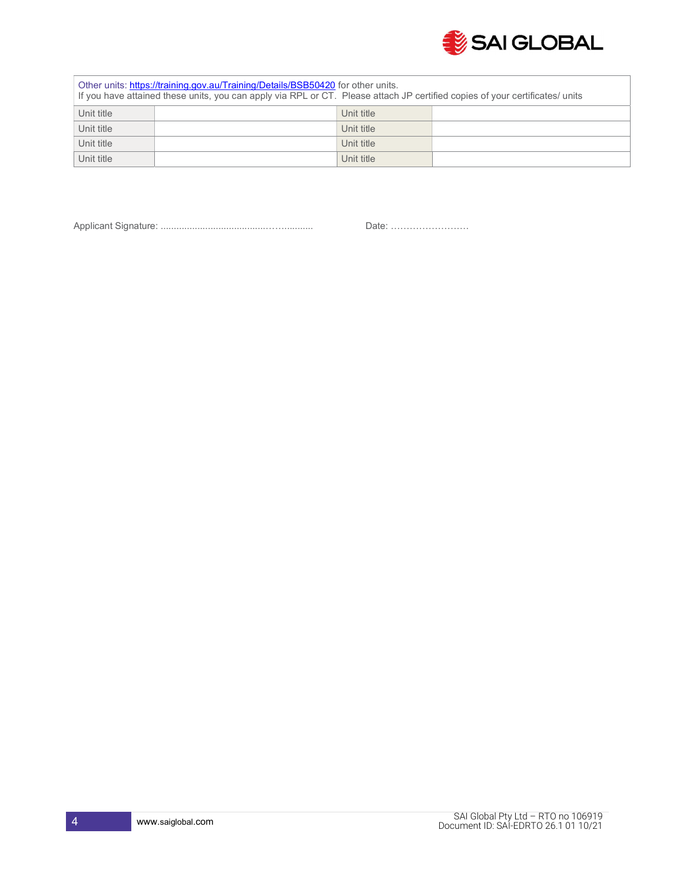| Other units: https://training.gov.au/Training/Details/BSB50420 for other units. If you have attained these units, you can apply via RPL or CT. Please attach JP certified copies of your certificates/ units | | | |
|---|---|---|---|
| Unit title | | Unit title | |
| Unit title | | Unit title | |
| Unit title | | Unit title | |
| Unit title | | Unit title | |

Applicant Signature: ........................................……..........        Date: ……………………